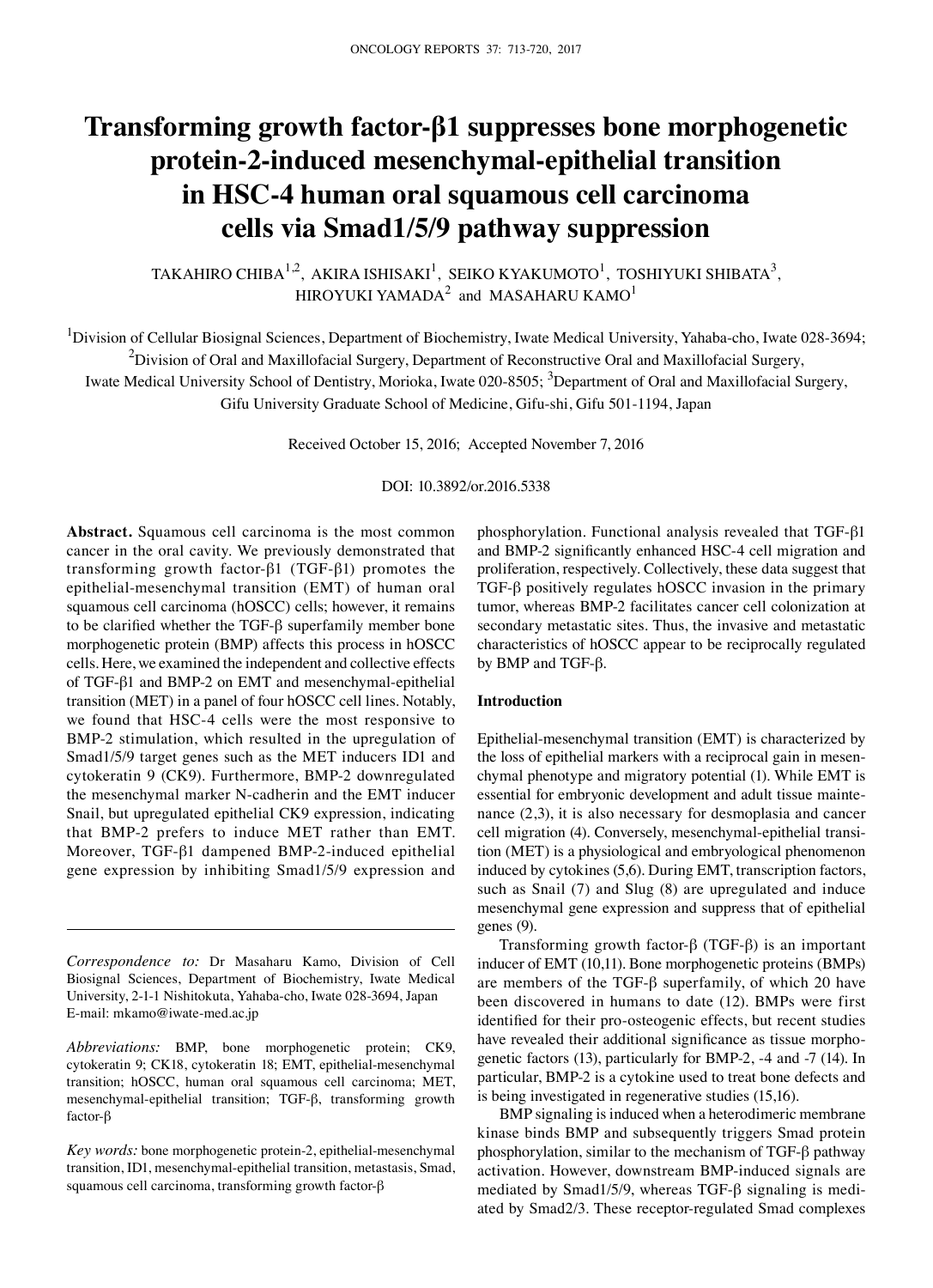# Transforming growth factor-β1 suppresses bone morphogenetic protein-2-induced mesenchymal-epithelial transition in HSC-4 human oral squamous cell carcinoma cells via Smad1/5/9 pathway suppression

TAKAHIRO CHIBA[1,2], AKIRA ISHISAKI[1], SEIKO KYAKUMOTO[1], TOSHIYUKI SHIBATA[3], HIROYUKI YAMADA[2] and MASAHARU KAMO[1]

[1]Division of Cellular Biosignal Sciences, Department of Biochemistry, Iwate Medical University, Yahaba-cho, Iwate 028-3694; [2]Division of Oral and Maxillofacial Surgery, Department of Reconstructive Oral and Maxillofacial Surgery, Iwate Medical University School of Dentistry, Morioka, Iwate 020-8505; [3]Department of Oral and Maxillofacial Surgery, Gifu University Graduate School of Medicine, Gifu-shi, Gifu 501-1194, Japan

Received October 15, 2016; Accepted November 7, 2016

DOI: 10.3892/or.2016.5338

**Abstract.** Squamous cell carcinoma is the most common cancer in the oral cavity. We previously demonstrated that transforming growth factor-β1 (TGF-β1) promotes the epithelial-mesenchymal transition (EMT) of human oral squamous cell carcinoma (hOSCC) cells; however, it remains to be clarified whether the TGF-β superfamily member bone morphogenetic protein (BMP) affects this process in hOSCC cells. Here, we examined the independent and collective effects of TGF-β1 and BMP-2 on EMT and mesenchymal-epithelial transition (MET) in a panel of four hOSCC cell lines. Notably, we found that HSC-4 cells were the most responsive to BMP-2 stimulation, which resulted in the upregulation of Smad1/5/9 target genes such as the MET inducers ID1 and cytokeratin 9 (CK9). Furthermore, BMP-2 downregulated the mesenchymal marker N-cadherin and the EMT inducer Snail, but upregulated epithelial CK9 expression, indicating that BMP-2 prefers to induce MET rather than EMT. Moreover, TGF-β1 dampened BMP-2-induced epithelial gene expression by inhibiting Smad1/5/9 expression and phosphorylation. Functional analysis revealed that TGF-β1 and BMP-2 significantly enhanced HSC-4 cell migration and proliferation, respectively. Collectively, these data suggest that TGF-β positively regulates hOSCC invasion in the primary tumor, whereas BMP-2 facilitates cancer cell colonization at secondary metastatic sites. Thus, the invasive and metastatic characteristics of hOSCC appear to be reciprocally regulated by BMP and TGF-β.

*Correspondence to:* Dr Masaharu Kamo, Division of Cell Biosignal Sciences, Department of Biochemistry, Iwate Medical University, 2-1-1 Nishitokuta, Yahaba-cho, Iwate 028-3694, Japan
E-mail: mkamo@iwate-med.ac.jp

*Abbreviations:* BMP, bone morphogenetic protein; CK9, cytokeratin 9; CK18, cytokeratin 18; EMT, epithelial-mesenchymal transition; hOSCC, human oral squamous cell carcinoma; MET, mesenchymal-epithelial transition; TGF-β, transforming growth factor-β

*Key words:* bone morphogenetic protein-2, epithelial-mesenchymal transition, ID1, mesenchymal-epithelial transition, metastasis, Smad, squamous cell carcinoma, transforming growth factor-β

## Introduction

Epithelial-mesenchymal transition (EMT) is characterized by the loss of epithelial markers with a reciprocal gain in mesenchymal phenotype and migratory potential (1). While EMT is essential for embryonic development and adult tissue maintenance (2,3), it is also necessary for desmoplasia and cancer cell migration (4). Conversely, mesenchymal-epithelial transition (MET) is a physiological and embryological phenomenon induced by cytokines (5,6). During EMT, transcription factors, such as Snail (7) and Slug (8) are upregulated and induce mesenchymal gene expression and suppress that of epithelial genes (9).

Transforming growth factor-β (TGF-β) is an important inducer of EMT (10,11). Bone morphogenetic proteins (BMPs) are members of the TGF-β superfamily, of which 20 have been discovered in humans to date (12). BMPs were first identified for their pro-osteogenic effects, but recent studies have revealed their additional significance as tissue morphogenetic factors (13), particularly for BMP-2, -4 and -7 (14). In particular, BMP-2 is a cytokine used to treat bone defects and is being investigated in regenerative studies (15,16).

BMP signaling is induced when a heterodimeric membrane kinase binds BMP and subsequently triggers Smad protein phosphorylation, similar to the mechanism of TGF-β pathway activation. However, downstream BMP-induced signals are mediated by Smad1/5/9, whereas TGF-β signaling is mediated by Smad2/3. These receptor-regulated Smad complexes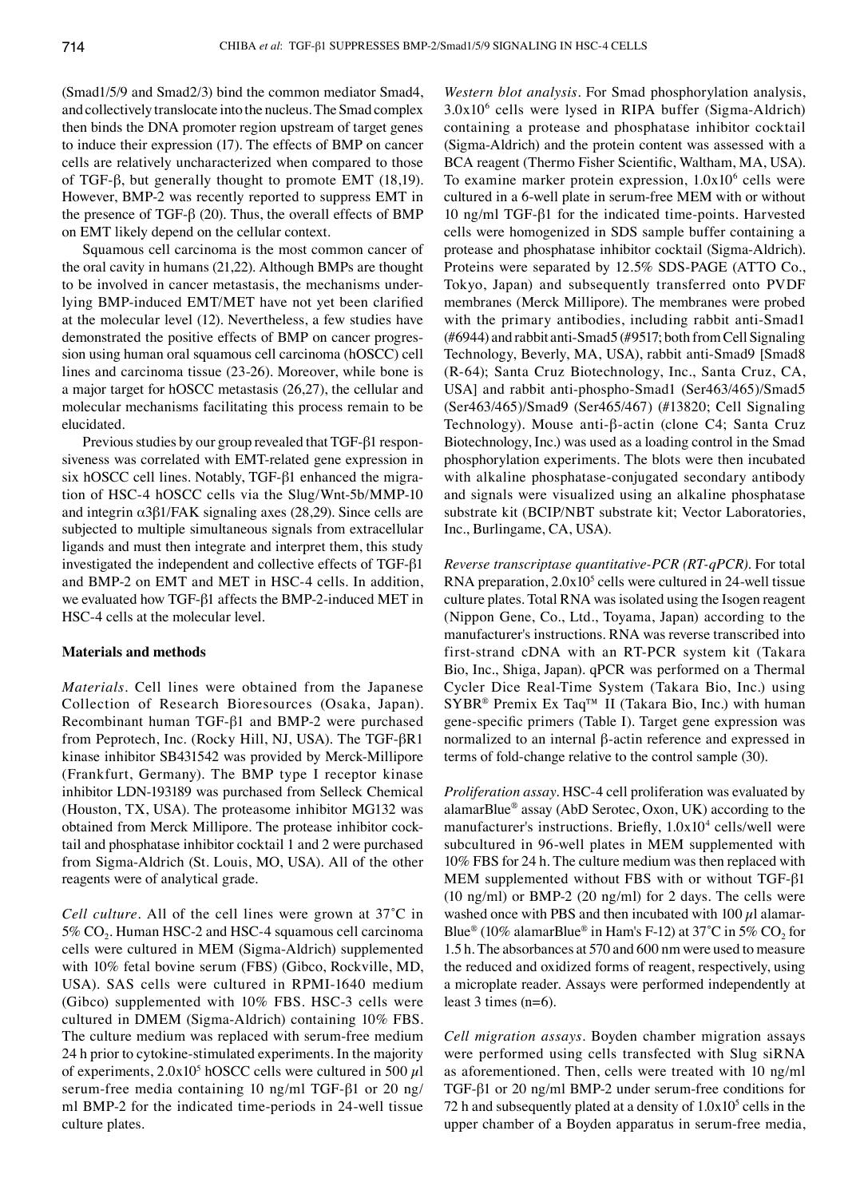(Smad1/5/9 and Smad2/3) bind the common mediator Smad4, and collectively translocate into the nucleus. The Smad complex then binds the DNA promoter region upstream of target genes to induce their expression (17). The effects of BMP on cancer cells are relatively uncharacterized when compared to those of TGF-β, but generally thought to promote EMT (18,19). However, BMP-2 was recently reported to suppress EMT in the presence of TGF-β (20). Thus, the overall effects of BMP on EMT likely depend on the cellular context.

Squamous cell carcinoma is the most common cancer of the oral cavity in humans (21,22). Although BMPs are thought to be involved in cancer metastasis, the mechanisms underlying BMP-induced EMT/MET have not yet been clarified at the molecular level (12). Nevertheless, a few studies have demonstrated the positive effects of BMP on cancer progression using human oral squamous cell carcinoma (hOSCC) cell lines and carcinoma tissue (23-26). Moreover, while bone is a major target for hOSCC metastasis (26,27), the cellular and molecular mechanisms facilitating this process remain to be elucidated.

Previous studies by our group revealed that TGF-β1 responsiveness was correlated with EMT-related gene expression in six hOSCC cell lines. Notably, TGF-β1 enhanced the migration of HSC-4 hOSCC cells via the Slug/Wnt-5b/MMP-10 and integrin α3β1/FAK signaling axes (28,29). Since cells are subjected to multiple simultaneous signals from extracellular ligands and must then integrate and interpret them, this study investigated the independent and collective effects of TGF-β1 and BMP-2 on EMT and MET in HSC-4 cells. In addition, we evaluated how TGF-β1 affects the BMP-2-induced MET in HSC-4 cells at the molecular level.

## Materials and methods

*Materials.* Cell lines were obtained from the Japanese Collection of Research Bioresources (Osaka, Japan). Recombinant human TGF-β1 and BMP-2 were purchased from Peprotech, Inc. (Rocky Hill, NJ, USA). The TGF-βR1 kinase inhibitor SB431542 was provided by Merck-Millipore (Frankfurt, Germany). The BMP type I receptor kinase inhibitor LDN-193189 was purchased from Selleck Chemical (Houston, TX, USA). The proteasome inhibitor MG132 was obtained from Merck Millipore. The protease inhibitor cocktail and phosphatase inhibitor cocktail 1 and 2 were purchased from Sigma-Aldrich (St. Louis, MO, USA). All of the other reagents were of analytical grade.

*Cell culture.* All of the cell lines were grown at 37˚C in 5% $CO_2$. Human HSC-2 and HSC-4 squamous cell carcinoma cells were cultured in MEM (Sigma-Aldrich) supplemented with 10% fetal bovine serum (FBS) (Gibco, Rockville, MD, USA). SAS cells were cultured in RPMI-1640 medium (Gibco) supplemented with 10% FBS. HSC-3 cells were cultured in DMEM (Sigma-Aldrich) containing 10% FBS. The culture medium was replaced with serum-free medium 24 h prior to cytokine-stimulated experiments. In the majority of experiments, $2.0 \times 10^5$ hOSCC cells were cultured in 500 $\mu$l serum-free media containing 10 ng/ml TGF-β1 or 20 ng/ml BMP-2 for the indicated time-periods in 24-well tissue culture plates.

*Western blot analysis.* For Smad phosphorylation analysis, $3.0 \times 10^6$ cells were lysed in RIPA buffer (Sigma-Aldrich) containing a protease and phosphatase inhibitor cocktail (Sigma-Aldrich) and the protein content was assessed with a BCA reagent (Thermo Fisher Scientific, Waltham, MA, USA). To examine marker protein expression, $1.0 \times 10^6$ cells were cultured in a 6-well plate in serum-free MEM with or without 10 ng/ml TGF-β1 for the indicated time-points. Harvested cells were homogenized in SDS sample buffer containing a protease and phosphatase inhibitor cocktail (Sigma-Aldrich). Proteins were separated by 12.5% SDS-PAGE (ATTO Co., Tokyo, Japan) and subsequently transferred onto PVDF membranes (Merck Millipore). The membranes were probed with the primary antibodies, including rabbit anti-Smad1 (#6944) and rabbit anti-Smad5 (#9517; both from Cell Signaling Technology, Beverly, MA, USA), rabbit anti-Smad9 [Smad8 (R-64); Santa Cruz Biotechnology, Inc., Santa Cruz, CA, USA] and rabbit anti-phospho-Smad1 (Ser463/465)/Smad5 (Ser463/465)/Smad9 (Ser465/467) (#13820; Cell Signaling Technology). Mouse anti-β-actin (clone C4; Santa Cruz Biotechnology, Inc.) was used as a loading control in the Smad phosphorylation experiments. The blots were then incubated with alkaline phosphatase-conjugated secondary antibody and signals were visualized using an alkaline phosphatase substrate kit (BCIP/NBT substrate kit; Vector Laboratories, Inc., Burlingame, CA, USA).

*Reverse transcriptase quantitative-PCR (RT-qPCR).* For total RNA preparation, $2.0 \times 10^5$ cells were cultured in 24-well tissue culture plates. Total RNA was isolated using the Isogen reagent (Nippon Gene, Co., Ltd., Toyama, Japan) according to the manufacturer's instructions. RNA was reverse transcribed into first-strand cDNA with an RT-PCR system kit (Takara Bio, Inc., Shiga, Japan). qPCR was performed on a Thermal Cycler Dice Real-Time System (Takara Bio, Inc.) using SYBR® Premix Ex Taq™ II (Takara Bio, Inc.) with human gene-specific primers (Table I). Target gene expression was normalized to an internal β-actin reference and expressed in terms of fold-change relative to the control sample (30).

*Proliferation assay.* HSC-4 cell proliferation was evaluated by alamarBlue® assay (AbD Serotec, Oxon, UK) according to the manufacturer's instructions. Briefly, $1.0 \times 10^4$ cells/well were subcultured in 96-well plates in MEM supplemented with 10% FBS for 24 h. The culture medium was then replaced with MEM supplemented without FBS with or without TGF-β1 (10 ng/ml) or BMP-2 (20 ng/ml) for 2 days. The cells were washed once with PBS and then incubated with 100 $\mu$l alamarBlue® (10% alamarBlue® in Ham's F-12) at 37˚C in 5% $CO_2$ for 1.5 h. The absorbances at 570 and 600 nm were used to measure the reduced and oxidized forms of reagent, respectively, using a microplate reader. Assays were performed independently at least 3 times (n=6).

*Cell migration assays.* Boyden chamber migration assays were performed using cells transfected with Slug siRNA as aforementioned. Then, cells were treated with 10 ng/ml TGF-β1 or 20 ng/ml BMP-2 under serum-free conditions for 72 h and subsequently plated at a density of $1.0 \times 10^5$ cells in the upper chamber of a Boyden apparatus in serum-free media,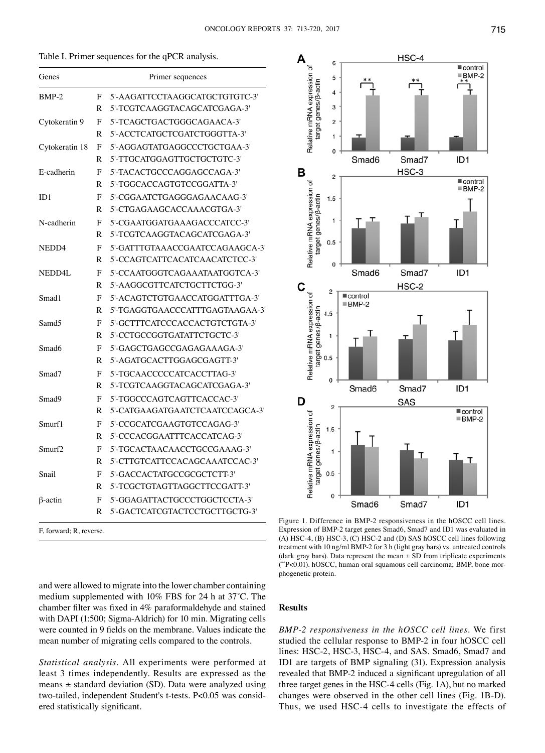Table I. Primer sequences for the qPCR analysis.

| Genes | | Primer sequences |
|---|---|---|
| BMP-2 | F | 5'-AAGATTCCTAAGGCATGCTGTGTC-3' |
| | R | 5'-TCGTCAAGGTACAGCATCGAGA-3' |
| Cytokeratin 9 | F | 5'-TCAGCTGACTGGGCAGAACA-3' |
| | R | 5'-ACCTCATGCTCGATCTGGGTTA-3' |
| Cytokeratin 18 | F | 5'-AGGAGTATGAGGCCCTGCTGAA-3' |
| | R | 5'-TTGCATGGAGTTGCTGCTGTC-3' |
| E-cadherin | F | 5'-TACACTGCCCAGGAGCCAGA-3' |
| | R | 5'-TGGCACCAGTGTCCGGATTA-3' |
| ID1 | F | 5'-CGGAATCTGAGGGAGAACAAG-3' |
| | R | 5'-CTGAGAAGCACCAAACGTGA-3' |
| N-cadherin | F | 5'-CGAATGGATGAAAGACCCATCC-3' |
| | R | 5'-TCGTCAAGGTACAGCATCGAGA-3' |
| NEDD4 | F | 5'-GATTTGTAAACCGAATCCAGAAGCA-3' |
| | R | 5'-CCAGTCATTCACATCAACATCTCC-3' |
| NEDD4L | F | 5'-CCAATGGGTCAGAAATAATGGTCA-3' |
| | R | 5'-AAGGCGTTCATCTGCTTCTGG-3' |
| Smad1 | F | 5'-ACAGTCTGTGAACCATGGATTTGA-3' |
| | R | 5'-TGAGGTGAACCCATTTGAGTAAGAA-3' |
| Samd5 | F | 5'-GCTTTCATCCCACCACTGTCTGTA-3' |
| | R | 5'-CCTGCCGGTGATATTCTGCTC-3' |
| Smad6 | F | 5'-GAGCTGAGCCGAGAGAAAGA-3' |
| | R | 5'-AGATGCACTTGGAGCGAGTT-3' |
| Smad7 | F | 5'-TGCAACCCCCATCACCTTAG-3' |
| | R | 5'-TCGTCAAGGTACAGCATCGAGA-3' |
| Smad9 | F | 5'-TGGCCCAGTCAGTTCACCAC-3' |
| | R | 5'-CATGAAGATGAATCTCAATCCAGCA-3' |
| Smurf1 | F | 5'-CCGCATCGAAGTGTCCAGAG-3' |
| | R | 5'-CCCACGGAATTTCACCATCAG-3' |
| Smurf2 | F | 5'-TGCACTAACAACCTGCCGAAAG-3' |
| | R | 5'-CTTGTCATTCCACAGCAAATCCAC-3' |
| Snail | F | 5'-GACCACTATGCCGCGCTCTT-3' |
| | R | 5'-TCGCTGTAGTTAGGCTTCCGATT-3' |
| β-actin | F | 5'-GGAGATTACTGCCCTGGCTCCTA-3' |
| | R | 5'-GACTCATCGTACTCCTGCTTGCTG-3' |

F, forward; R, reverse.

and were allowed to migrate into the lower chamber containing medium supplemented with 10% FBS for 24 h at 37˚C. The chamber filter was fixed in 4% paraformaldehyde and stained with DAPI (1:500; Sigma-Aldrich) for 10 min. Migrating cells were counted in 9 fields on the membrane. Values indicate the mean number of migrating cells compared to the controls.

*Statistical analysis.* All experiments were performed at least 3 times independently. Results are expressed as the means ± standard deviation (SD). Data were analyzed using two-tailed, independent Student's t-tests. $P<0.05$ was considered statistically significant.

Figure 1. Difference in BMP-2 responsiveness in the hOSCC cell lines. Expression of BMP-2 target genes Smad6, Smad7 and ID1 was evaluated in (A) HSC-4, (B) HSC-3, (C) HSC-2 and (D) SAS hOSCC cell lines following treatment with 10 ng/ml BMP-2 for 3 h (light gray bars) vs. untreated controls (dark gray bars). Data represent the mean ± SD from triplicate experiments (**$P<0.01$). hOSCC, human oral squamous cell carcinoma; BMP, bone morphogenetic protein.

## Results

*BMP-2 responsiveness in the hOSCC cell lines.* We first studied the cellular response to BMP-2 in four hOSCC cell lines: HSC-2, HSC-3, HSC-4, and SAS. Smad6, Smad7 and ID1 are targets of BMP signaling (31). Expression analysis revealed that BMP-2 induced a significant upregulation of all three target genes in the HSC-4 cells (Fig. 1A), but no marked changes were observed in the other cell lines (Fig. 1B-D). Thus, we used HSC-4 cells to investigate the effects of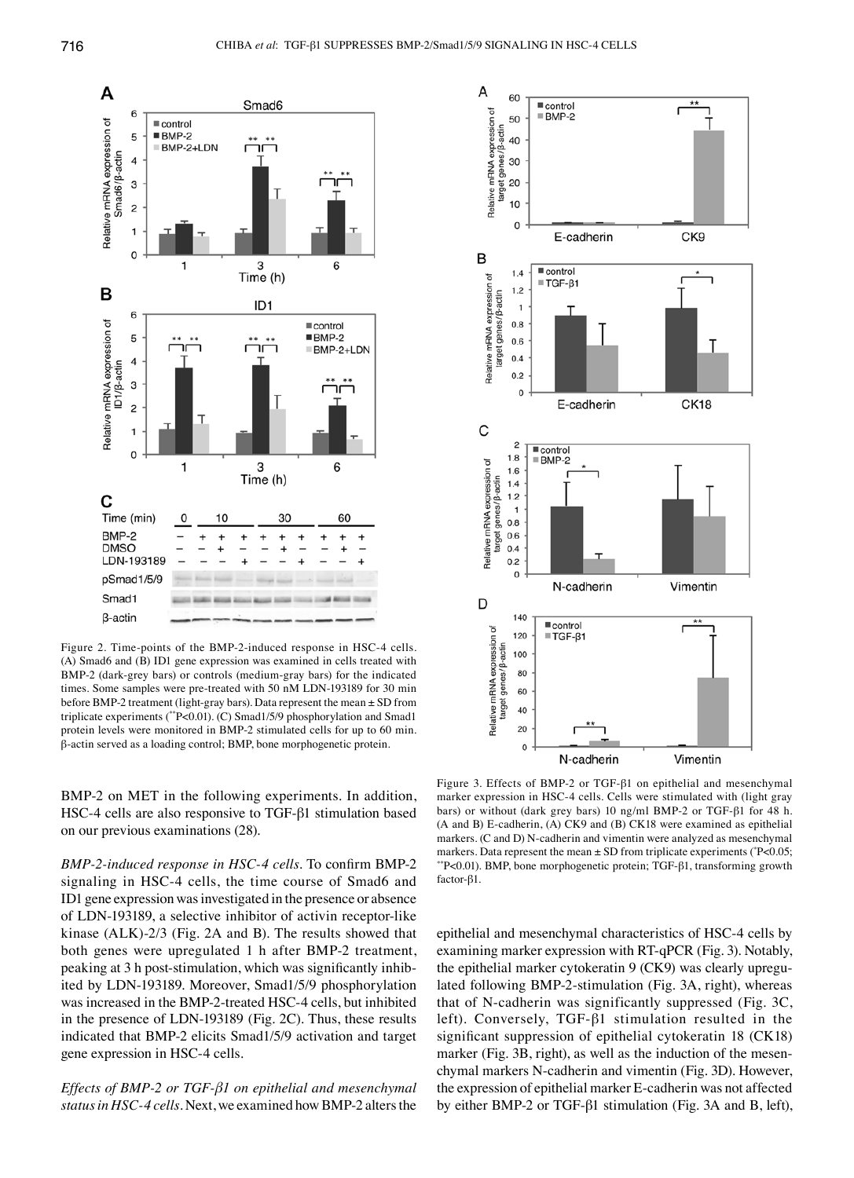Figure 2. Time-points of the BMP-2-induced response in HSC-4 cells. (A) Smad6 and (B) ID1 gene expression was examined in cells treated with BMP-2 (dark-grey bars) or controls (medium-gray bars) for the indicated times. Some samples were pre-treated with 50 nM LDN-193189 for 30 min before BMP-2 treatment (light-gray bars). Data represent the mean ± SD from triplicate experiments (**P<0.01). (C) Smad1/5/9 phosphorylation and Smad1 protein levels were monitored in BMP-2 stimulated cells for up to 60 min. β-actin served as a loading control; BMP, bone morphogenetic protein.

Figure 3. Effects of BMP-2 or TGF-β1 on epithelial and mesenchymal marker expression in HSC-4 cells. Cells were stimulated with (light gray bars) or without (dark grey bars) 10 ng/ml BMP-2 or TGF-β1 for 48 h. (A and B) E-cadherin, (A) CK9 and (B) CK18 were examined as epithelial markers. (C and D) N-cadherin and vimentin were analyzed as mesenchymal markers. Data represent the mean ± SD from triplicate experiments (*P<0.05; **P<0.01). BMP, bone morphogenetic protein; TGF-β1, transforming growth factor-β1.

BMP-2 on MET in the following experiments. In addition, HSC-4 cells are also responsive to TGF-β1 stimulation based on our previous examinations (28).

*BMP-2-induced response in HSC-4 cells.* To confirm BMP-2 signaling in HSC-4 cells, the time course of Smad6 and ID1 gene expression was investigated in the presence or absence of LDN-193189, a selective inhibitor of activin receptor-like kinase (ALK)-2/3 (Fig. 2A and B). The results showed that both genes were upregulated 1 h after BMP-2 treatment, peaking at 3 h post-stimulation, which was significantly inhibited by LDN-193189. Moreover, Smad1/5/9 phosphorylation was increased in the BMP-2-treated HSC-4 cells, but inhibited in the presence of LDN-193189 (Fig. 2C). Thus, these results indicated that BMP-2 elicits Smad1/5/9 activation and target gene expression in HSC-4 cells.

*Effects of BMP-2 or TGF-β1 on epithelial and mesenchymal status in HSC-4 cells.* Next, we examined how BMP-2 alters the epithelial and mesenchymal characteristics of HSC-4 cells by examining marker expression with RT-qPCR (Fig. 3). Notably, the epithelial marker cytokeratin 9 (CK9) was clearly upregulated following BMP-2-stimulation (Fig. 3A, right), whereas that of N-cadherin was significantly suppressed (Fig. 3C, left). Conversely, TGF-β1 stimulation resulted in the significant suppression of epithelial cytokeratin 18 (CK18) marker (Fig. 3B, right), as well as the induction of the mesenchymal markers N-cadherin and vimentin (Fig. 3D). However, the expression of epithelial marker E-cadherin was not affected by either BMP-2 or TGF-β1 stimulation (Fig. 3A and B, left),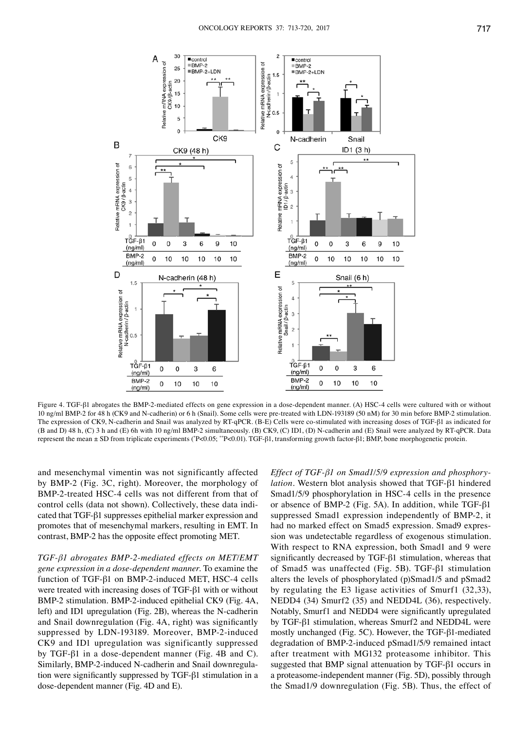Figure 4. TGF-β1 abrogates the BMP-2-mediated effects on gene expression in a dose-dependent manner. (A) HSC-4 cells were cultured with or without 10 ng/ml BMP-2 for 48 h (CK9 and N-cadherin) or 6 h (Snail). Some cells were pre-treated with LDN-193189 (50 nM) for 30 min before BMP-2 stimulation. The expression of CK9, N-cadherin and Snail was analyzed by RT-qPCR. (B-E) Cells were co-stimulated with increasing doses of TGF-β1 as indicated for (B and D) 48 h, (C) 3 h and (E) 6h with 10 ng/ml BMP-2 simultaneously. (B) CK9, (C) ID1, (D) N-cadherin and (E) Snail were analyzed by RT-qPCR. Data represent the mean ± SD from triplicate experiments (*P<0.05; **P<0.01). TGF-β1, transforming growth factor-β1; BMP, bone morphogenetic protein.

and mesenchymal vimentin was not significantly affected by BMP-2 (Fig. 3C, right). Moreover, the morphology of BMP-2-treated HSC-4 cells was not different from that of control cells (data not shown). Collectively, these data indicated that TGF-β1 suppresses epithelial marker expression and promotes that of mesenchymal markers, resulting in EMT. In contrast, BMP-2 has the opposite effect promoting MET.

*TGF-β1 abrogates BMP-2-mediated effects on MET/EMT gene expression in a dose-dependent manner.* To examine the function of TGF-β1 on BMP-2-induced MET, HSC-4 cells were treated with increasing doses of TGF-β1 with or without BMP-2 stimulation. BMP-2-induced epithelial CK9 (Fig. 4A, left) and ID1 upregulation (Fig. 2B), whereas the N-cadherin and Snail downregulation (Fig. 4A, right) was significantly suppressed by LDN-193189. Moreover, BMP-2-induced CK9 and ID1 upregulation was significantly suppressed by TGF-β1 in a dose-dependent manner (Fig. 4B and C). Similarly, BMP-2-induced N-cadherin and Snail downregulation were significantly suppressed by TGF-β1 stimulation in a dose-dependent manner (Fig. 4D and E).

*Effect of TGF-β1 on Smad1/5/9 expression and phosphorylation.* Western blot analysis showed that TGF-β1 hindered Smad1/5/9 phosphorylation in HSC-4 cells in the presence or absence of BMP-2 (Fig. 5A). In addition, while TGF-β1 suppressed Smad1 expression independently of BMP-2, it had no marked effect on Smad5 expression. Smad9 expression was undetectable regardless of exogenous stimulation. With respect to RNA expression, both Smad1 and 9 were significantly decreased by TGF-β1 stimulation, whereas that of Smad5 was unaffected (Fig. 5B). TGF-β1 stimulation alters the levels of phosphorylated (p)Smad1/5 and pSmad2 by regulating the E3 ligase activities of Smurf1 (32,33), NEDD4 (34) Smurf2 (35) and NEDD4L (36), respectively. Notably, Smurf1 and NEDD4 were significantly upregulated by TGF-β1 stimulation, whereas Smurf2 and NEDD4L were mostly unchanged (Fig. 5C). However, the TGF-β1-mediated degradation of BMP-2-induced pSmad1/5/9 remained intact after treatment with MG132 proteasome inhibitor. This suggested that BMP signal attenuation by TGF-β1 occurs in a proteasome-independent manner (Fig. 5D), possibly through the Smad1/9 downregulation (Fig. 5B). Thus, the effect of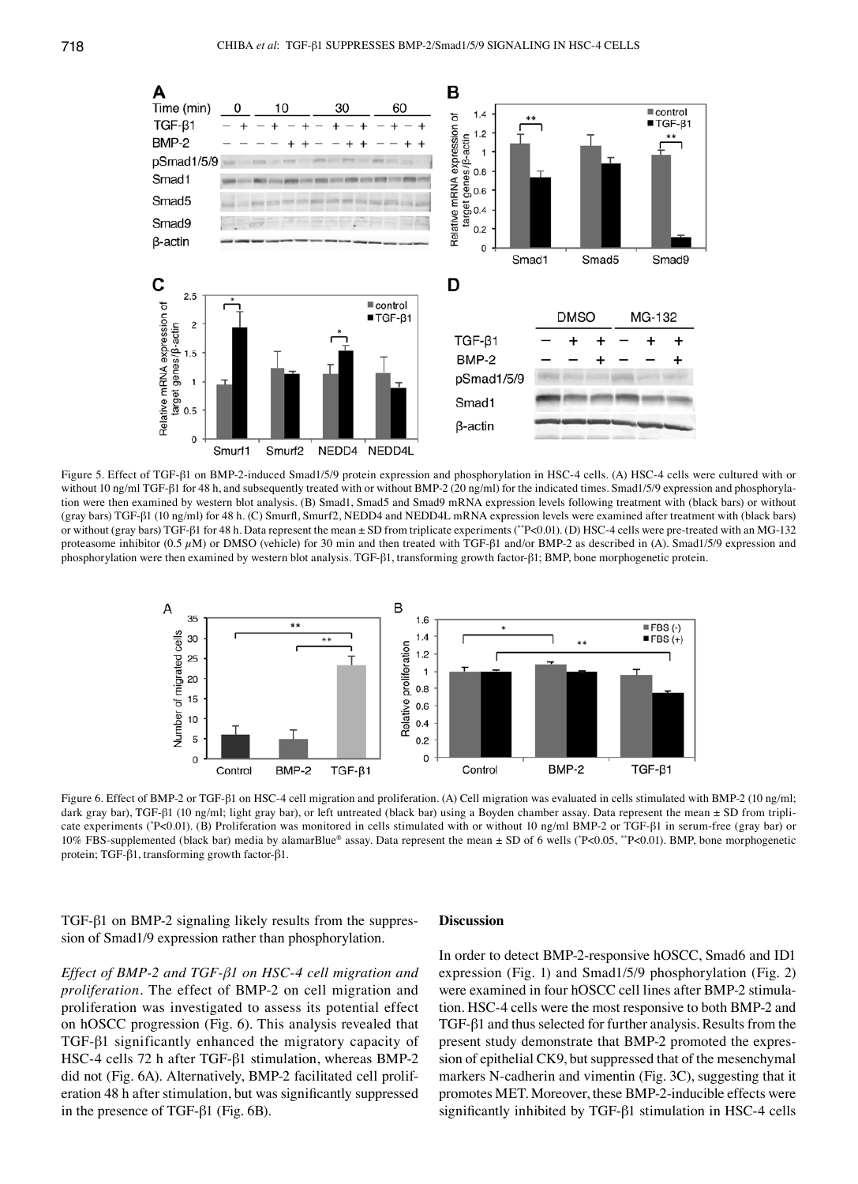Figure 5. Effect of TGF-β1 on BMP-2-induced Smad1/5/9 protein expression and phosphorylation in HSC-4 cells. (A) HSC-4 cells were cultured with or without 10 ng/ml TGF-β1 for 48 h, and subsequently treated with or without BMP-2 (20 ng/ml) for the indicated times. Smad1/5/9 expression and phosphorylation were then examined by western blot analysis. (B) Smad1, Smad5 and Smad9 mRNA expression levels following treatment with (black bars) or without (gray bars) TGF-β1 (10 ng/ml) for 48 h. (C) Smurfl, Smurf2, NEDD4 and NEDD4L mRNA expression levels were examined after treatment with (black bars) or without (gray bars) TGF-β1 for 48 h. Data represent the mean ± SD from triplicate experiments (**P<0.01). (D) HSC-4 cells were pre-treated with an MG-132 proteasome inhibitor (0.5 $\mu$M) or DMSO (vehicle) for 30 min and then treated with TGF-β1 and/or BMP-2 as described in (A). Smad1/5/9 expression and phosphorylation were then examined by western blot analysis. TGF-β1, transforming growth factor-β1; BMP, bone morphogenetic protein.

Figure 6. Effect of BMP-2 or TGF-β1 on HSC-4 cell migration and proliferation. (A) Cell migration was evaluated in cells stimulated with BMP-2 (10 ng/ml; dark gray bar), TGF-β1 (10 ng/ml; light gray bar), or left untreated (black bar) using a Boyden chamber assay. Data represent the mean ± SD from triplicate experiments (*P<0.01). (B) Proliferation was monitored in cells stimulated with or without 10 ng/ml BMP-2 or TGF-β1 in serum-free (gray bar) or 10% FBS-supplemented (black bar) media by alamarBlue® assay. Data represent the mean ± SD of 6 wells (*P<0.05, **P<0.01). BMP, bone morphogenetic protein; TGF-β1, transforming growth factor-β1.

TGF-β1 on BMP-2 signaling likely results from the suppression of Smad1/9 expression rather than phosphorylation.

*Effect of BMP-2 and TGF-β1 on HSC-4 cell migration and proliferation.* The effect of BMP-2 on cell migration and proliferation was investigated to assess its potential effect on hOSCC progression (Fig. 6). This analysis revealed that TGF-β1 significantly enhanced the migratory capacity of HSC-4 cells 72 h after TGF-β1 stimulation, whereas BMP-2 did not (Fig. 6A). Alternatively, BMP-2 facilitated cell proliferation 48 h after stimulation, but was significantly suppressed in the presence of TGF-β1 (Fig. 6B).

## Discussion

In order to detect BMP-2-responsive hOSCC, Smad6 and ID1 expression (Fig. 1) and Smad1/5/9 phosphorylation (Fig. 2) were examined in four hOSCC cell lines after BMP-2 stimulation. HSC-4 cells were the most responsive to both BMP-2 and TGF-β1 and thus selected for further analysis. Results from the present study demonstrate that BMP-2 promoted the expression of epithelial CK9, but suppressed that of the mesenchymal markers N-cadherin and vimentin (Fig. 3C), suggesting that it promotes MET. Moreover, these BMP-2-inducible effects were significantly inhibited by TGF-β1 stimulation in HSC-4 cells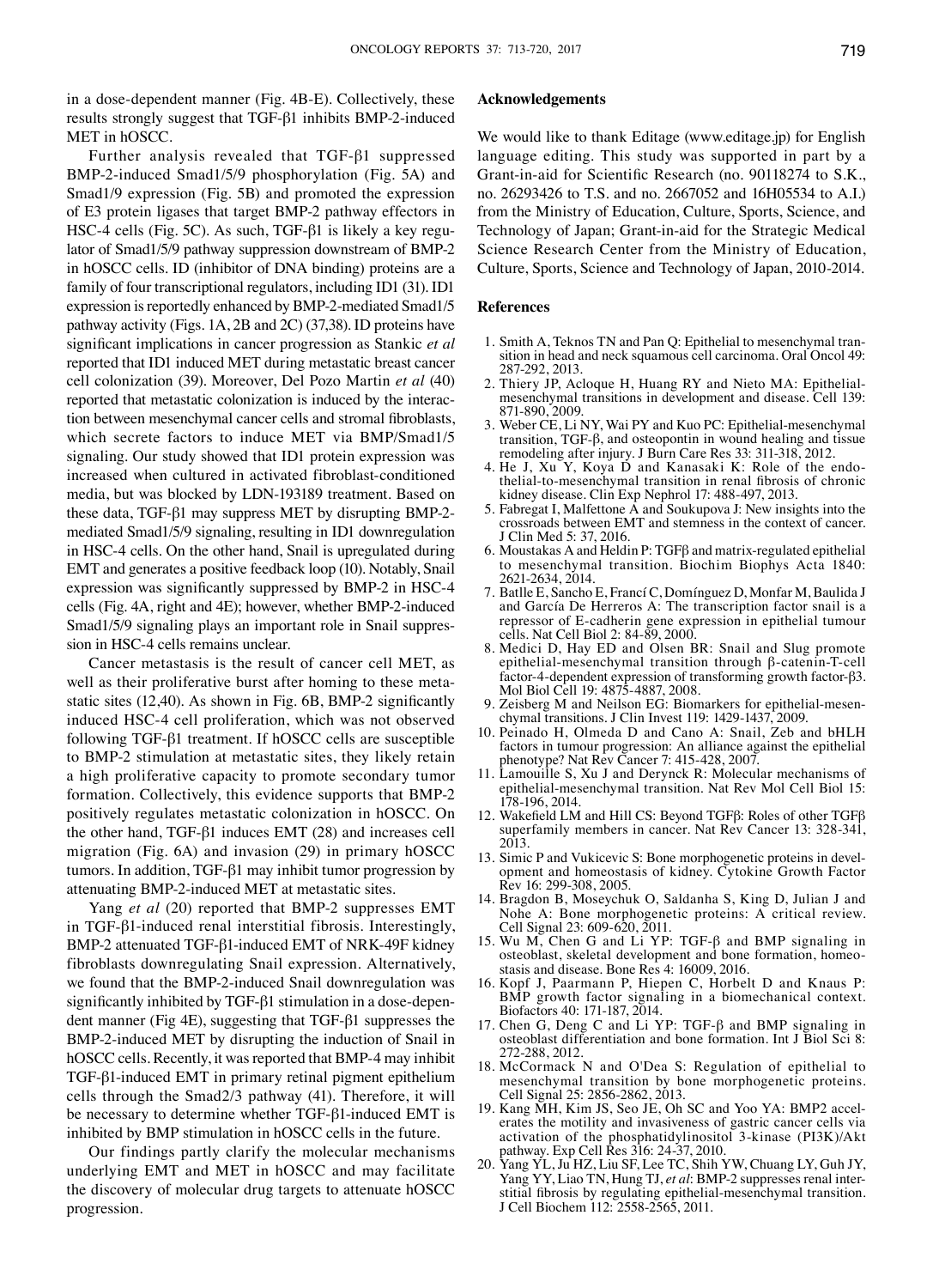in a dose-dependent manner (Fig. 4B-E). Collectively, these results strongly suggest that TGF-β1 inhibits BMP-2-induced MET in hOSCC.

Further analysis revealed that TGF-β1 suppressed BMP-2-induced Smad1/5/9 phosphorylation (Fig. 5A) and Smad1/9 expression (Fig. 5B) and promoted the expression of E3 protein ligases that target BMP-2 pathway effectors in HSC-4 cells (Fig. 5C). As such, TGF-β1 is likely a key regulator of Smad1/5/9 pathway suppression downstream of BMP-2 in hOSCC cells. ID (inhibitor of DNA binding) proteins are a family of four transcriptional regulators, including ID1 (31). ID1 expression is reportedly enhanced by BMP-2-mediated Smad1/5 pathway activity (Figs. 1A, 2B and 2C) (37,38). ID proteins have significant implications in cancer progression as Stankic *et al* reported that ID1 induced MET during metastatic breast cancer cell colonization (39). Moreover, Del Pozo Martin *et al* (40) reported that metastatic colonization is induced by the interaction between mesenchymal cancer cells and stromal fibroblasts, which secrete factors to induce MET via BMP/Smad1/5 signaling. Our study showed that ID1 protein expression was increased when cultured in activated fibroblast-conditioned media, but was blocked by LDN-193189 treatment. Based on these data, TGF-β1 may suppress MET by disrupting BMP-2-mediated Smad1/5/9 signaling, resulting in ID1 downregulation in HSC-4 cells. On the other hand, Snail is upregulated during EMT and generates a positive feedback loop (10). Notably, Snail expression was significantly suppressed by BMP-2 in HSC-4 cells (Fig. 4A, right and 4E); however, whether BMP-2-induced Smad1/5/9 signaling plays an important role in Snail suppression in HSC-4 cells remains unclear.

Cancer metastasis is the result of cancer cell MET, as well as their proliferative burst after homing to these metastatic sites (12,40). As shown in Fig. 6B, BMP-2 significantly induced HSC-4 cell proliferation, which was not observed following TGF-β1 treatment. If hOSCC cells are susceptible to BMP-2 stimulation at metastatic sites, they likely retain a high proliferative capacity to promote secondary tumor formation. Collectively, this evidence supports that BMP-2 positively regulates metastatic colonization in hOSCC. On the other hand, TGF-β1 induces EMT (28) and increases cell migration (Fig. 6A) and invasion (29) in primary hOSCC tumors. In addition, TGF-β1 may inhibit tumor progression by attenuating BMP-2-induced MET at metastatic sites.

Yang *et al* (20) reported that BMP-2 suppresses EMT in TGF-β1-induced renal interstitial fibrosis. Interestingly, BMP-2 attenuated TGF-β1-induced EMT of NRK-49F kidney fibroblasts downregulating Snail expression. Alternatively, we found that the BMP-2-induced Snail downregulation was significantly inhibited by TGF-β1 stimulation in a dose-dependent manner (Fig 4E), suggesting that TGF-β1 suppresses the BMP-2-induced MET by disrupting the induction of Snail in hOSCC cells. Recently, it was reported that BMP-4 may inhibit TGF-β1-induced EMT in primary retinal pigment epithelium cells through the Smad2/3 pathway (41). Therefore, it will be necessary to determine whether TGF-β1-induced EMT is inhibited by BMP stimulation in hOSCC cells in the future.

Our findings partly clarify the molecular mechanisms underlying EMT and MET in hOSCC and may facilitate the discovery of molecular drug targets to attenuate hOSCC progression.

## Acknowledgements

We would like to thank Editage (www.editage.jp) for English language editing. This study was supported in part by a Grant-in-aid for Scientific Research (no. 90118274 to S.K., no. 26293426 to T.S. and no. 2667052 and 16H05534 to A.I.) from the Ministry of Education, Culture, Sports, Science, and Technology of Japan; Grant-in-aid for the Strategic Medical Science Research Center from the Ministry of Education, Culture, Sports, Science and Technology of Japan, 2010-2014.

## References

1. Smith A, Teknos TN and Pan Q: Epithelial to mesenchymal transition in head and neck squamous cell carcinoma. Oral Oncol 49: 287-292, 2013.
2. Thiery JP, Acloque H, Huang RY and Nieto MA: Epithelial-mesenchymal transitions in development and disease. Cell 139: 871-890, 2009.
3. Weber CE, Li NY, Wai PY and Kuo PC: Epithelial-mesenchymal transition, TGF-β, and osteopontin in wound healing and tissue remodeling after injury. J Burn Care Res 33: 311-318, 2012.
4. He J, Xu Y, Koya D and Kanasaki K: Role of the endothelial-to-mesenchymal transition in renal fibrosis of chronic kidney disease. Clin Exp Nephrol 17: 488-497, 2013.
5. Fabregat I, Malfettone A and Soukupova J: New insights into the crossroads between EMT and stemness in the context of cancer. J Clin Med 5: 37, 2016.
6. Moustakas A and Heldin P: TGFβ and matrix-regulated epithelial to mesenchymal transition. Biochim Biophys Acta 1840: 2621-2634, 2014.
7. Batlle E, Sancho E, Francí C, Domínguez D, Monfar M, Baulida J and García De Herreros A: The transcription factor snail is a repressor of E-cadherin gene expression in epithelial tumour cells. Nat Cell Biol 2: 84-89, 2000.
8. Medici D, Hay ED and Olsen BR: Snail and Slug promote epithelial-mesenchymal transition through β-catenin-T-cell factor-4-dependent expression of transforming growth factor-β3. Mol Biol Cell 19: 4875-4887, 2008.
9. Zeisberg M and Neilson EG: Biomarkers for epithelial-mesenchymal transitions. J Clin Invest 119: 1429-1437, 2009.
10. Peinado H, Olmeda D and Cano A: Snail, Zeb and bHLH factors in tumour progression: An alliance against the epithelial phenotype? Nat Rev Cancer 7: 415-428, 2007.
11. Lamouille S, Xu J and Derynck R: Molecular mechanisms of epithelial-mesenchymal transition. Nat Rev Mol Cell Biol 15: 178-196, 2014.
12. Wakefield LM and Hill CS: Beyond TGFβ: Roles of other TGFβ superfamily members in cancer. Nat Rev Cancer 13: 328-341, 2013.
13. Simic P and Vukicevic S: Bone morphogenetic proteins in development and homeostasis of kidney. Cytokine Growth Factor Rev 16: 299-308, 2005.
14. Bragdon B, Moseychuk O, Saldanha S, King D, Julian J and Nohe A: Bone morphogenetic proteins: A critical review. Cell Signal 23: 609-620, 2011.
15. Wu M, Chen G and Li YP: TGF-β and BMP signaling in osteoblast, skeletal development and bone formation, homeostasis and disease. Bone Res 4: 16009, 2016.
16. Kopf J, Paarmann P, Hiepen C, Horbelt D and Knaus P: BMP growth factor signaling in a biomechanical context. Biofactors 40: 171-187, 2014.
17. Chen G, Deng C and Li YP: TGF-β and BMP signaling in osteoblast differentiation and bone formation. Int J Biol Sci 8: 272-288, 2012.
18. McCormack N and O'Dea S: Regulation of epithelial to mesenchymal transition by bone morphogenetic proteins. Cell Signal 25: 2856-2862, 2013.
19. Kang MH, Kim JS, Seo JE, Oh SC and Yoo YA: BMP2 accelerates the motility and invasiveness of gastric cancer cells via activation of the phosphatidylinositol 3-kinase (PI3K)/Akt pathway. Exp Cell Res 316: 24-37, 2010.
20. Yang YL, Ju HZ, Liu SF, Lee TC, Shih YW, Chuang LY, Guh JY, Yang YY, Liao TN, Hung TJ, *et al*: BMP-2 suppresses renal interstitial fibrosis by regulating epithelial-mesenchymal transition. J Cell Biochem 112: 2558-2565, 2011.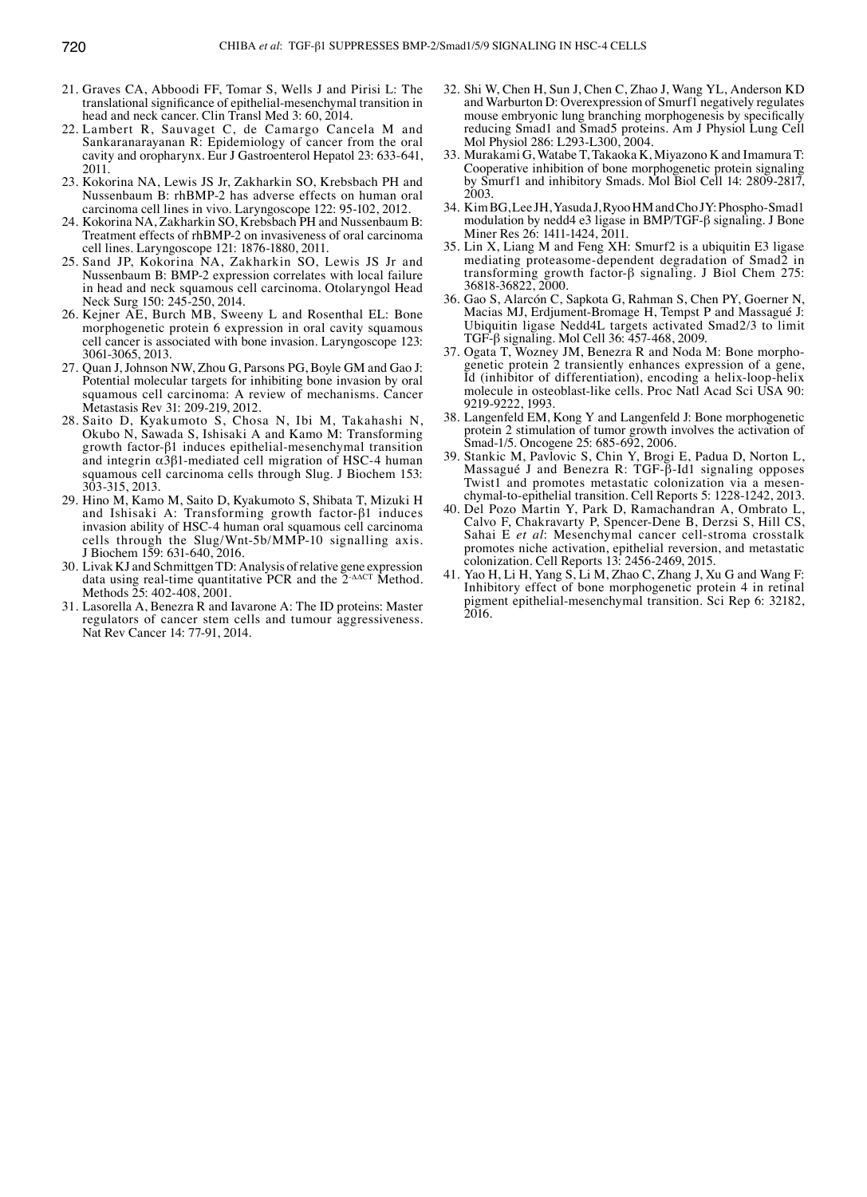21. Graves CA, Abboodi FF, Tomar S, Wells J and Pirisi L: The translational significance of epithelial-mesenchymal transition in head and neck cancer. Clin Transl Med 3: 60, 2014.
22. Lambert R, Sauvaget C, de Camargo Cancela M and Sankaranarayanan R: Epidemiology of cancer from the oral cavity and oropharynx. Eur J Gastroenterol Hepatol 23: 633-641, 2011.
23. Kokorina NA, Lewis JS Jr, Zakharkin SO, Krebsbach PH and Nussenbaum B: rhBMP-2 has adverse effects on human oral carcinoma cell lines in vivo. Laryngoscope 122: 95-102, 2012.
24. Kokorina NA, Zakharkin SO, Krebsbach PH and Nussenbaum B: Treatment effects of rhBMP-2 on invasiveness of oral carcinoma cell lines. Laryngoscope 121: 1876-1880, 2011.
25. Sand JP, Kokorina NA, Zakharkin SO, Lewis JS Jr and Nussenbaum B: BMP-2 expression correlates with local failure in head and neck squamous cell carcinoma. Otolaryngol Head Neck Surg 150: 245-250, 2014.
26. Kejner AE, Burch MB, Sweeny L and Rosenthal EL: Bone morphogenetic protein 6 expression in oral cavity squamous cell cancer is associated with bone invasion. Laryngoscope 123: 3061-3065, 2013.
27. Quan J, Johnson NW, Zhou G, Parsons PG, Boyle GM and Gao J: Potential molecular targets for inhibiting bone invasion by oral squamous cell carcinoma: A review of mechanisms. Cancer Metastasis Rev 31: 209-219, 2012.
28. Saito D, Kyakumoto S, Chosa N, Ibi M, Takahashi N, Okubo N, Sawada S, Ishisaki A and Kamo M: Transforming growth factor-β1 induces epithelial-mesenchymal transition and integrin α3β1-mediated cell migration of HSC-4 human squamous cell carcinoma cells through Slug. J Biochem 153: 303-315, 2013.
29. Hino M, Kamo M, Saito D, Kyakumoto S, Shibata T, Mizuki H and Ishisaki A: Transforming growth factor-β1 induces invasion ability of HSC-4 human oral squamous cell carcinoma cells through the Slug/Wnt-5b/MMP-10 signalling axis. J Biochem 159: 631-640, 2016.
30. Livak KJ and Schmittgen TD: Analysis of relative gene expression data using real-time quantitative PCR and the $2^{-\Delta\Delta CT}$ Method. Methods 25: 402-408, 2001.
31. Lasorella A, Benezra R and Iavarone A: The ID proteins: Master regulators of cancer stem cells and tumour aggressiveness. Nat Rev Cancer 14: 77-91, 2014.
32. Shi W, Chen H, Sun J, Chen C, Zhao J, Wang YL, Anderson KD and Warburton D: Overexpression of Smurf1 negatively regulates mouse embryonic lung branching morphogenesis by specifically reducing Smad1 and Smad5 proteins. Am J Physiol Lung Cell Mol Physiol 286: L293-L300, 2004.
33. Murakami G, Watabe T, Takaoka K, Miyazono K and Imamura T: Cooperative inhibition of bone morphogenetic protein signaling by Smurf1 and inhibitory Smads. Mol Biol Cell 14: 2809-2817, 2003.
34. Kim BG, Lee JH, Yasuda J, Ryoo HM and Cho JY: Phospho-Smad1 modulation by nedd4 e3 ligase in BMP/TGF-β signaling. J Bone Miner Res 26: 1411-1424, 2011.
35. Lin X, Liang M and Feng XH: Smurf2 is a ubiquitin E3 ligase mediating proteasome-dependent degradation of Smad2 in transforming growth factor-β signaling. J Biol Chem 275: 36818-36822, 2000.
36. Gao S, Alarcón C, Sapkota G, Rahman S, Chen PY, Goerner N, Macias MJ, Erdjument-Bromage H, Tempst P and Massagué J: Ubiquitin ligase Nedd4L targets activated Smad2/3 to limit TGF-β signaling. Mol Cell 36: 457-468, 2009.
37. Ogata T, Wozney JM, Benezra R and Noda M: Bone morphogenetic protein 2 transiently enhances expression of a gene, Id (inhibitor of differentiation), encoding a helix-loop-helix molecule in osteoblast-like cells. Proc Natl Acad Sci USA 90: 9219-9222, 1993.
38. Langenfeld EM, Kong Y and Langenfeld J: Bone morphogenetic protein 2 stimulation of tumor growth involves the activation of Smad-1/5. Oncogene 25: 685-692, 2006.
39. Stankic M, Pavlovic S, Chin Y, Brogi E, Padua D, Norton L, Massagué J and Benezra R: TGF-β-Id1 signaling opposes Twist1 and promotes metastatic colonization via a mesenchymal-to-epithelial transition. Cell Reports 5: 1228-1242, 2013.
40. Del Pozo Martin Y, Park D, Ramachandran A, Ombrato L, Calvo F, Chakravarty P, Spencer-Dene B, Derzsi S, Hill CS, Sahai E *et al*: Mesenchymal cancer cell-stroma crosstalk promotes niche activation, epithelial reversion, and metastatic colonization. Cell Reports 13: 2456-2469, 2015.
41. Yao H, Li H, Yang S, Li M, Zhao C, Zhang J, Xu G and Wang F: Inhibitory effect of bone morphogenetic protein 4 in retinal pigment epithelial-mesenchymal transition. Sci Rep 6: 32182, 2016.